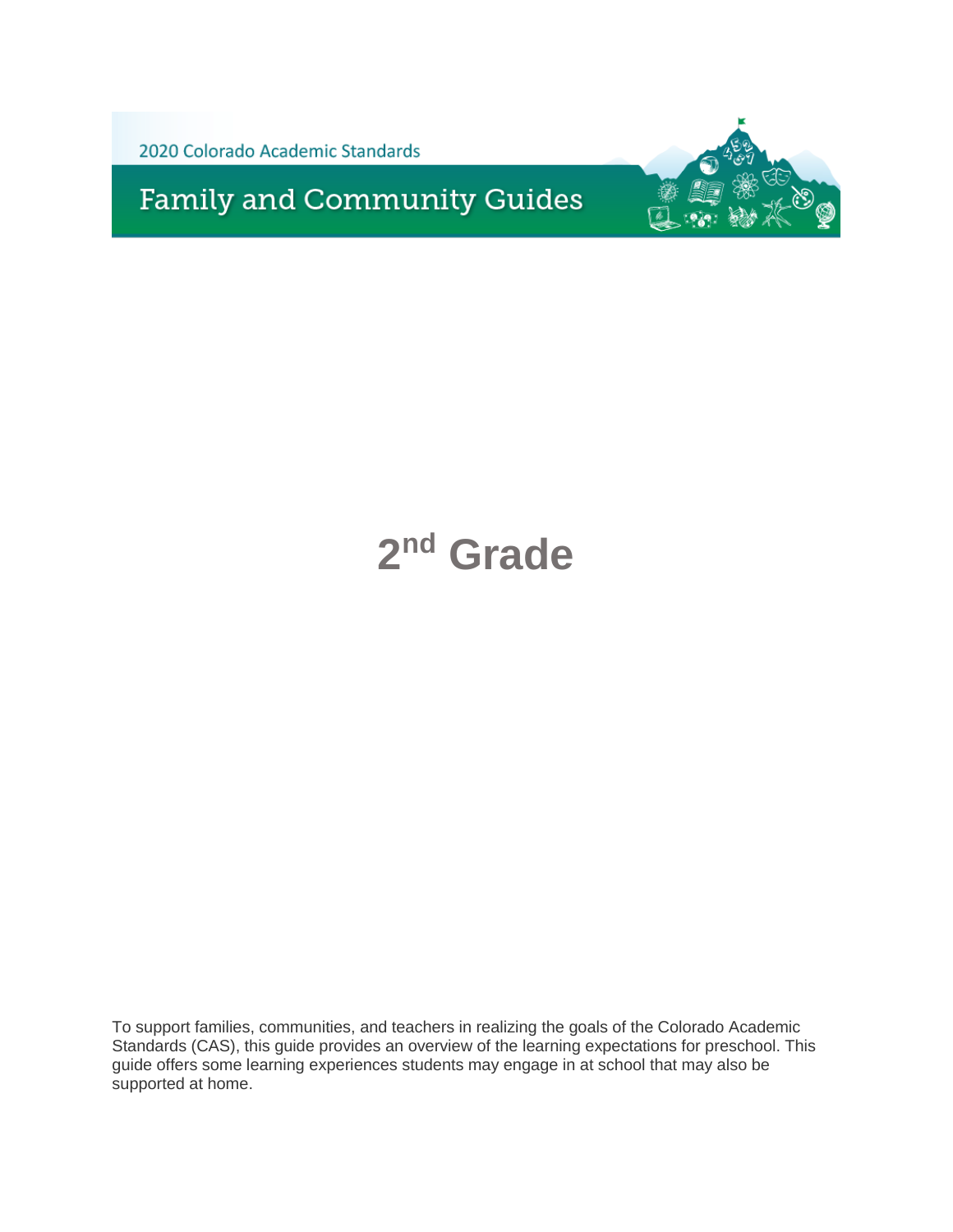2020 Colorado Academic Standards

# Family and Community Guides

# $2^{nd}$ Grade

To support families, communities, and teachers in realizing the goals of the Colorado Academic Standards (CAS), this guide provides an overview of the learning expectations for preschool. This guide offers some learning experiences students may engage in at school that may also be supported at home.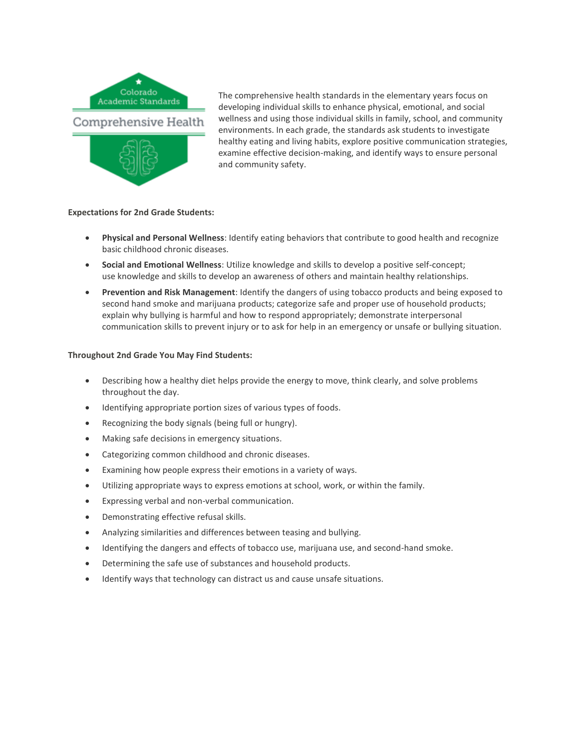Colorado Academic Standards

Comprehensive Health

The comprehensive health standards in the elementary years focus on developing individual skills to enhance physical, emotional, and social wellness and using those individual skills in family, school, and community environments. In each grade, the standards ask students to investigate healthy eating and living habits, explore positive communication strategies, examine effective decision-making, and identify ways to ensure personal and community safety.

**Expectations for 2nd Grade Students:**

- **Physical and Personal Wellness**: Identify eating behaviors that contribute to good health and recognize basic childhood chronic diseases.
- **Social and Emotional Wellness**: Utilize knowledge and skills to develop a positive self-concept; use knowledge and skills to develop an awareness of others and maintain healthy relationships.
- **Prevention and Risk Management**: Identify the dangers of using tobacco products and being exposed to second hand smoke and marijuana products; categorize safe and proper use of household products; explain why bullying is harmful and how to respond appropriately; demonstrate interpersonal communication skills to prevent injury or to ask for help in an emergency or unsafe or bullying situation.

**Throughout 2nd Grade You May Find Students:**

- Describing how a healthy diet helps provide the energy to move, think clearly, and solve problems throughout the day.
- Identifying appropriate portion sizes of various types of foods.
- Recognizing the body signals (being full or hungry).
- Making safe decisions in emergency situations.
- Categorizing common childhood and chronic diseases.
- Examining how people express their emotions in a variety of ways.
- Utilizing appropriate ways to express emotions at school, work, or within the family.
- Expressing verbal and non-verbal communication.
- Demonstrating effective refusal skills.
- Analyzing similarities and differences between teasing and bullying.
- Identifying the dangers and effects of tobacco use, marijuana use, and second-hand smoke.
- Determining the safe use of substances and household products.
- Identify ways that technology can distract us and cause unsafe situations.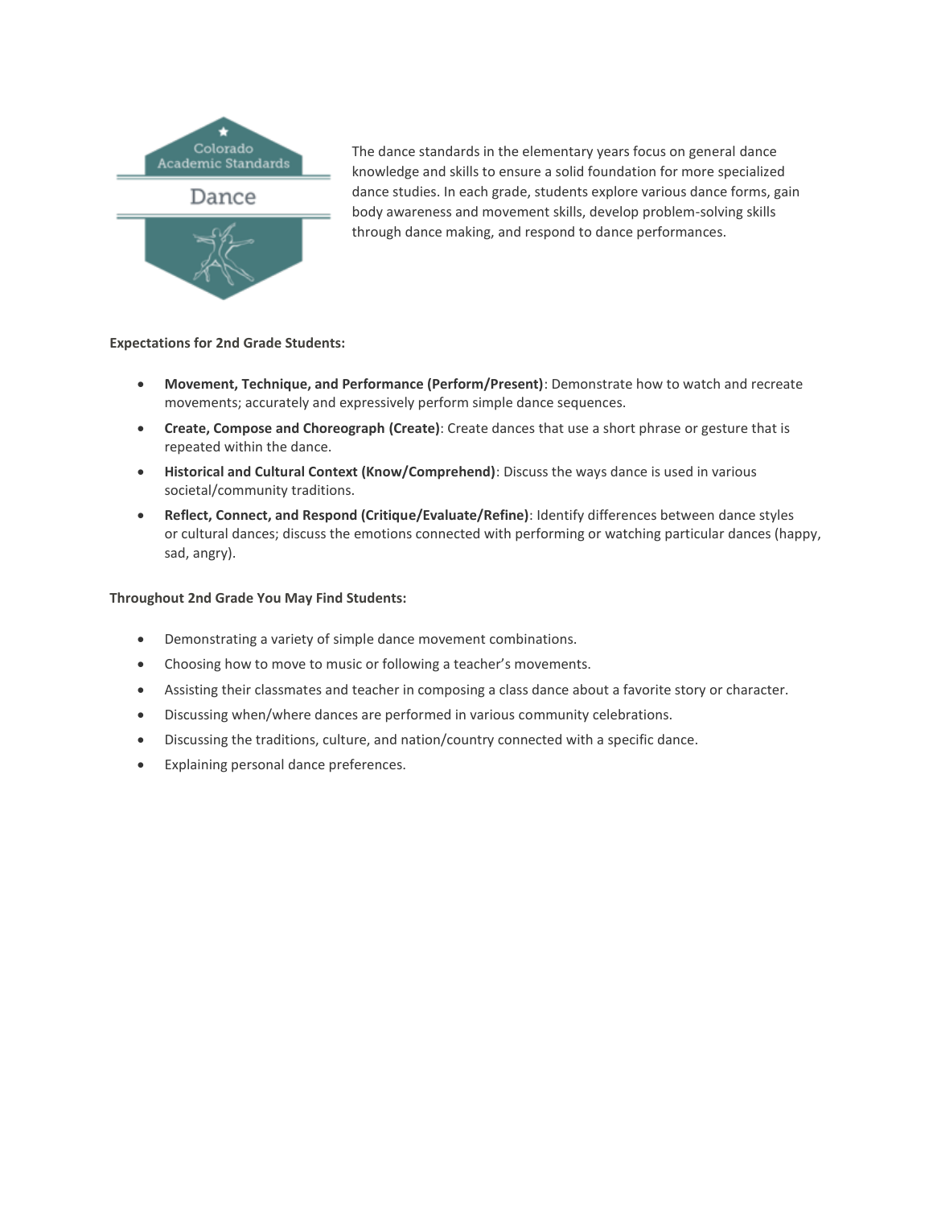The dance standards in the elementary years focus on general dance knowledge and skills to ensure a solid foundation for more specialized dance studies. In each grade, students explore various dance forms, gain body awareness and movement skills, develop problem-solving skills through dance making, and respond to dance performances.

**Expectations for 2nd Grade Students:**

- **Movement, Technique, and Performance (Perform/Present)**: Demonstrate how to watch and recreate movements; accurately and expressively perform simple dance sequences.
- **Create, Compose and Choreograph (Create)**: Create dances that use a short phrase or gesture that is repeated within the dance.
- **Historical and Cultural Context (Know/Comprehend)**: Discuss the ways dance is used in various societal/community traditions.
- **Reflect, Connect, and Respond (Critique/Evaluate/Refine)**: Identify differences between dance styles or cultural dances; discuss the emotions connected with performing or watching particular dances (happy, sad, angry).

**Throughout 2nd Grade You May Find Students:**

- Demonstrating a variety of simple dance movement combinations.
- Choosing how to move to music or following a teacher's movements.
- Assisting their classmates and teacher in composing a class dance about a favorite story or character.
- Discussing when/where dances are performed in various community celebrations.
- Discussing the traditions, culture, and nation/country connected with a specific dance.
- Explaining personal dance preferences.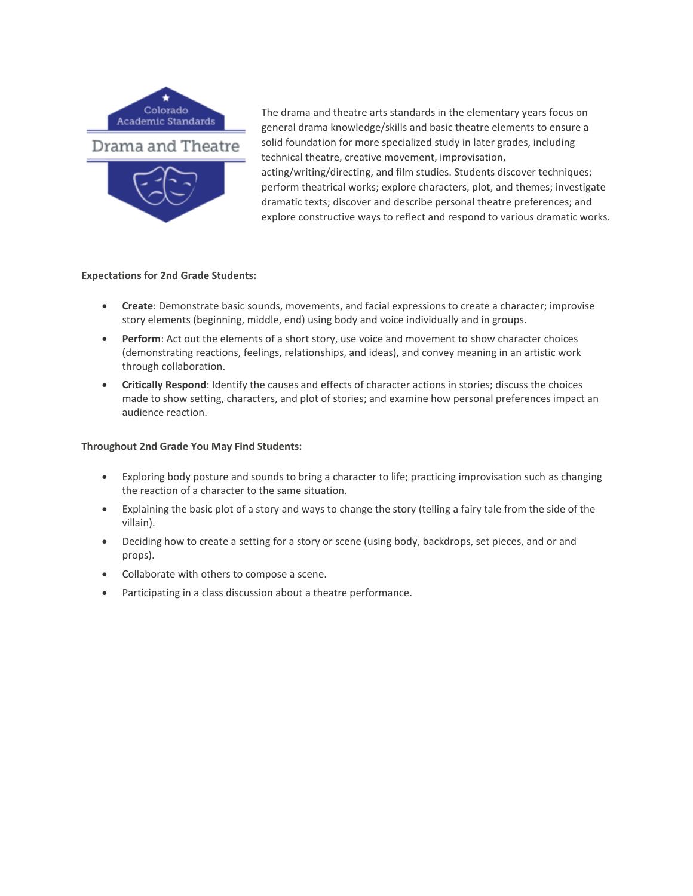Colorado Academic Standards

Drama and Theatre

The drama and theatre arts standards in the elementary years focus on general drama knowledge/skills and basic theatre elements to ensure a solid foundation for more specialized study in later grades, including technical theatre, creative movement, improvisation, acting/writing/directing, and film studies. Students discover techniques; perform theatrical works; explore characters, plot, and themes; investigate dramatic texts; discover and describe personal theatre preferences; and explore constructive ways to reflect and respond to various dramatic works.

**Expectations for 2nd Grade Students:**

- **Create**: Demonstrate basic sounds, movements, and facial expressions to create a character; improvise story elements (beginning, middle, end) using body and voice individually and in groups.
- **Perform**: Act out the elements of a short story, use voice and movement to show character choices (demonstrating reactions, feelings, relationships, and ideas), and convey meaning in an artistic work through collaboration.
- **Critically Respond**: Identify the causes and effects of character actions in stories; discuss the choices made to show setting, characters, and plot of stories; and examine how personal preferences impact an audience reaction.

**Throughout 2nd Grade You May Find Students:**

- Exploring body posture and sounds to bring a character to life; practicing improvisation such as changing the reaction of a character to the same situation.
- Explaining the basic plot of a story and ways to change the story (telling a fairy tale from the side of the villain).
- Deciding how to create a setting for a story or scene (using body, backdrops, set pieces, and or and props).
- Collaborate with others to compose a scene.
- Participating in a class discussion about a theatre performance.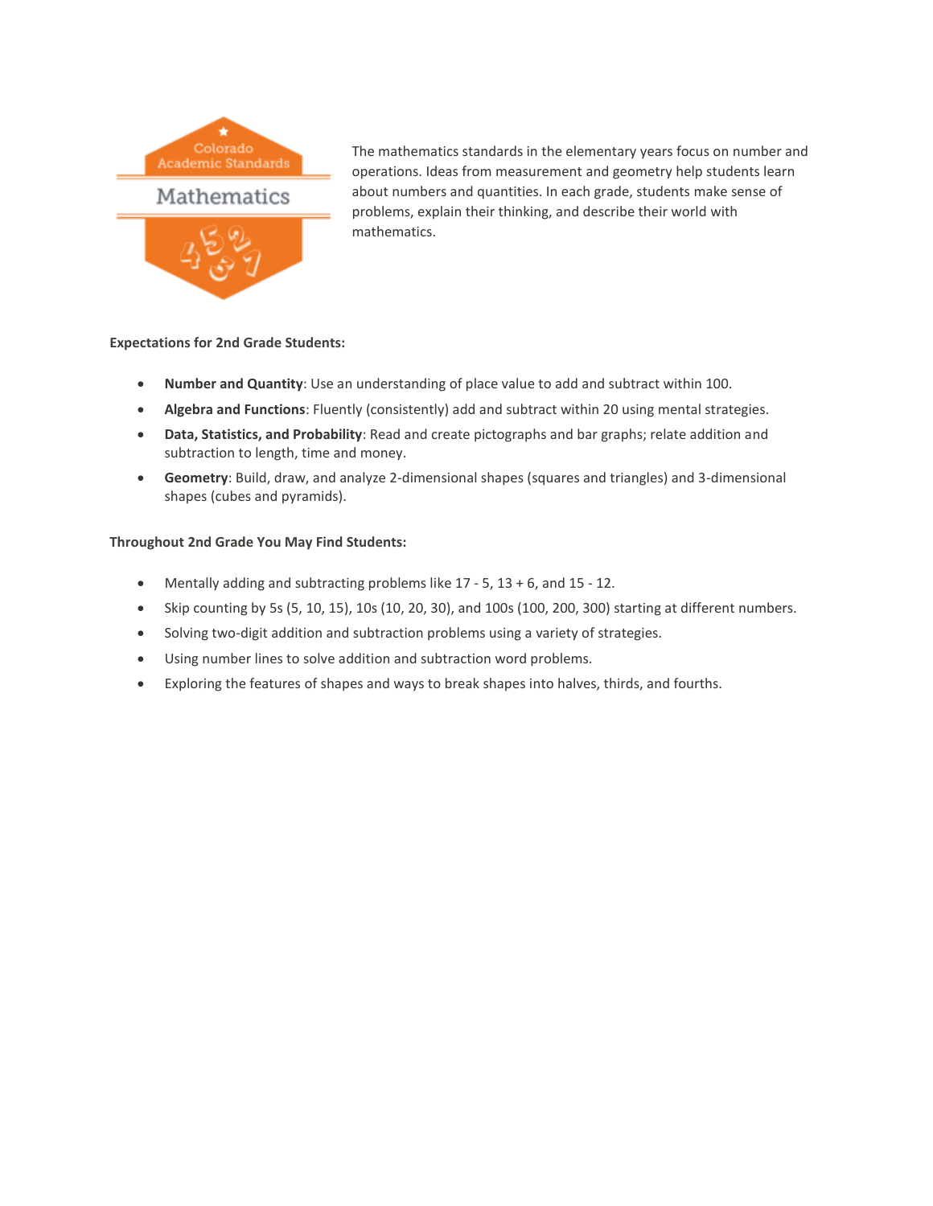The mathematics standards in the elementary years focus on number and operations. Ideas from measurement and geometry help students learn about numbers and quantities. In each grade, students make sense of problems, explain their thinking, and describe their world with mathematics.

**Expectations for 2nd Grade Students:**

- **Number and Quantity**: Use an understanding of place value to add and subtract within 100.
- **Algebra and Functions**: Fluently (consistently) add and subtract within 20 using mental strategies.
- **Data, Statistics, and Probability**: Read and create pictographs and bar graphs; relate addition and subtraction to length, time and money.
- **Geometry**: Build, draw, and analyze 2-dimensional shapes (squares and triangles) and 3-dimensional shapes (cubes and pyramids).

**Throughout 2nd Grade You May Find Students:**

- Mentally adding and subtracting problems like 17 - 5, 13 + 6, and 15 - 12.
- Skip counting by 5s (5, 10, 15), 10s (10, 20, 30), and 100s (100, 200, 300) starting at different numbers.
- Solving two-digit addition and subtraction problems using a variety of strategies.
- Using number lines to solve addition and subtraction word problems.
- Exploring the features of shapes and ways to break shapes into halves, thirds, and fourths.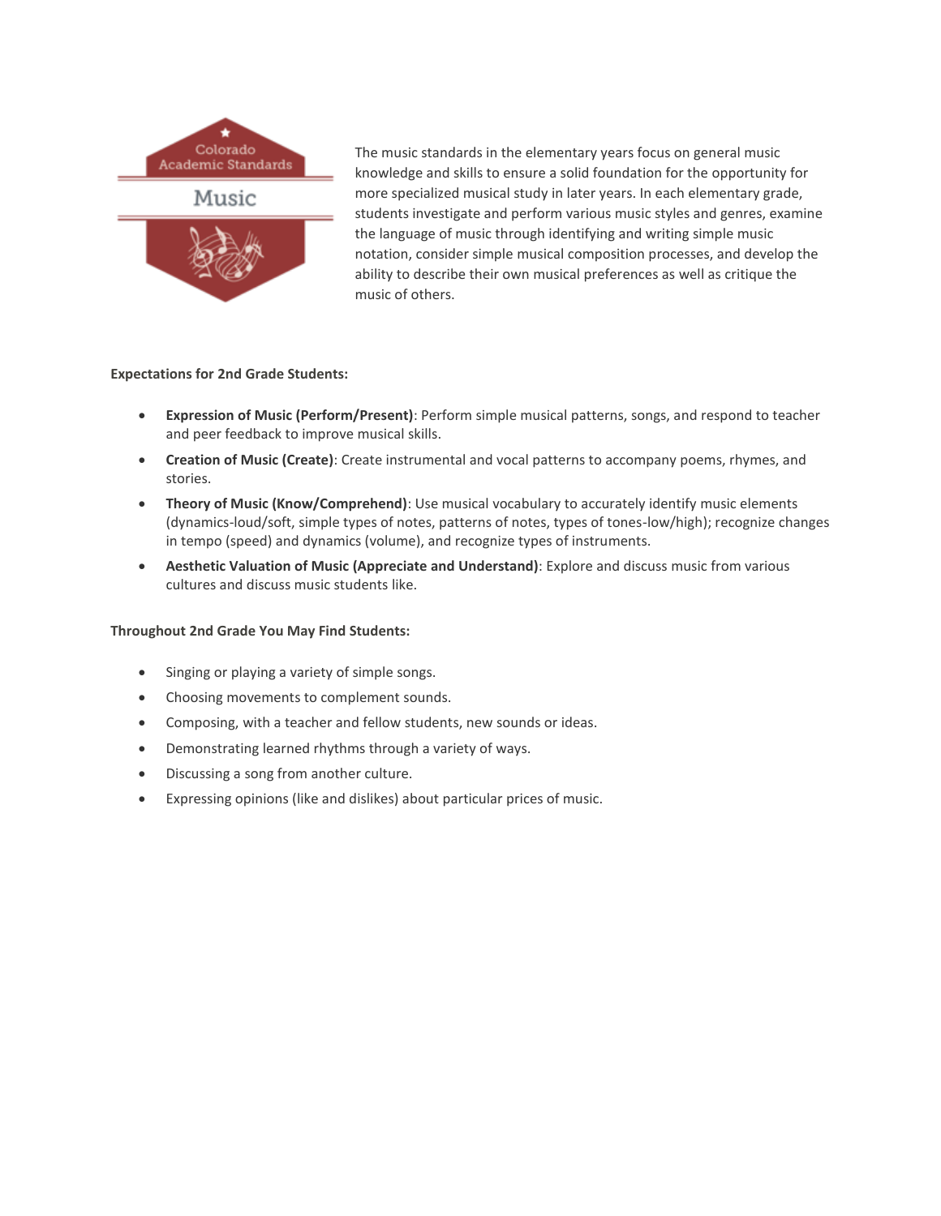Colorado Academic Standards

Music

The music standards in the elementary years focus on general music knowledge and skills to ensure a solid foundation for the opportunity for more specialized musical study in later years. In each elementary grade, students investigate and perform various music styles and genres, examine the language of music through identifying and writing simple music notation, consider simple musical composition processes, and develop the ability to describe their own musical preferences as well as critique the music of others.

**Expectations for 2nd Grade Students:**

- **Expression of Music (Perform/Present)**: Perform simple musical patterns, songs, and respond to teacher and peer feedback to improve musical skills.
- **Creation of Music (Create)**: Create instrumental and vocal patterns to accompany poems, rhymes, and stories.
- **Theory of Music (Know/Comprehend)**: Use musical vocabulary to accurately identify music elements (dynamics-loud/soft, simple types of notes, patterns of notes, types of tones-low/high); recognize changes in tempo (speed) and dynamics (volume), and recognize types of instruments.
- **Aesthetic Valuation of Music (Appreciate and Understand)**: Explore and discuss music from various cultures and discuss music students like.

**Throughout 2nd Grade You May Find Students:**

- Singing or playing a variety of simple songs.
- Choosing movements to complement sounds.
- Composing, with a teacher and fellow students, new sounds or ideas.
- Demonstrating learned rhythms through a variety of ways.
- Discussing a song from another culture.
- Expressing opinions (like and dislikes) about particular prices of music.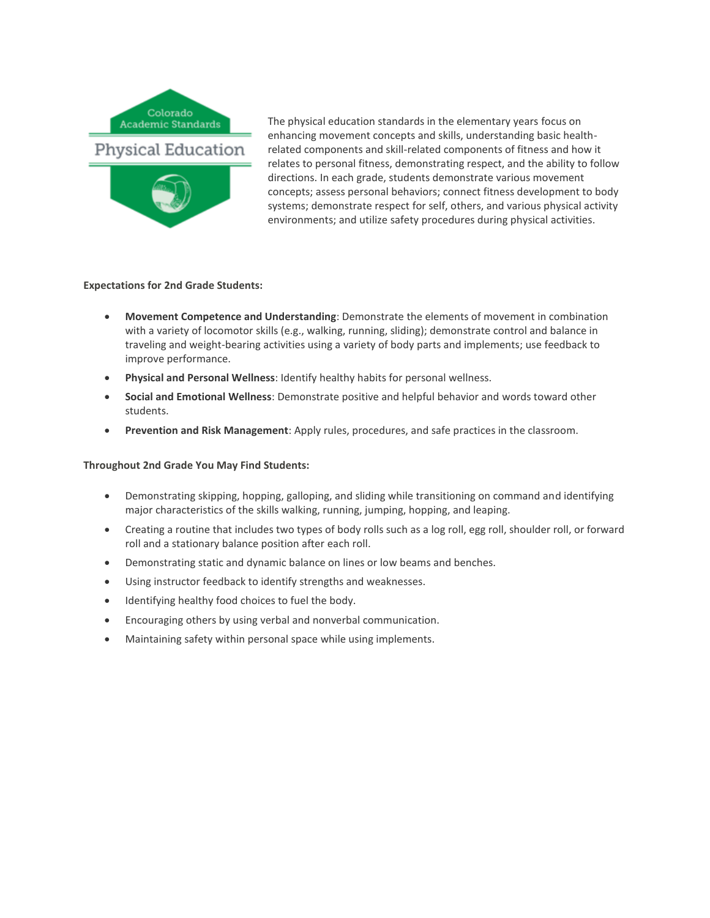The physical education standards in the elementary years focus on enhancing movement concepts and skills, understanding basic health-related components and skill-related components of fitness and how it relates to personal fitness, demonstrating respect, and the ability to follow directions. In each grade, students demonstrate various movement concepts; assess personal behaviors; connect fitness development to body systems; demonstrate respect for self, others, and various physical activity environments; and utilize safety procedures during physical activities.

**Expectations for 2nd Grade Students:**

- **Movement Competence and Understanding**: Demonstrate the elements of movement in combination with a variety of locomotor skills (e.g., walking, running, sliding); demonstrate control and balance in traveling and weight-bearing activities using a variety of body parts and implements; use feedback to improve performance.
- **Physical and Personal Wellness**: Identify healthy habits for personal wellness.
- **Social and Emotional Wellness**: Demonstrate positive and helpful behavior and words toward other students.
- **Prevention and Risk Management**: Apply rules, procedures, and safe practices in the classroom.

**Throughout 2nd Grade You May Find Students:**

- Demonstrating skipping, hopping, galloping, and sliding while transitioning on command and identifying major characteristics of the skills walking, running, jumping, hopping, and leaping.
- Creating a routine that includes two types of body rolls such as a log roll, egg roll, shoulder roll, or forward roll and a stationary balance position after each roll.
- Demonstrating static and dynamic balance on lines or low beams and benches.
- Using instructor feedback to identify strengths and weaknesses.
- Identifying healthy food choices to fuel the body.
- Encouraging others by using verbal and nonverbal communication.
- Maintaining safety within personal space while using implements.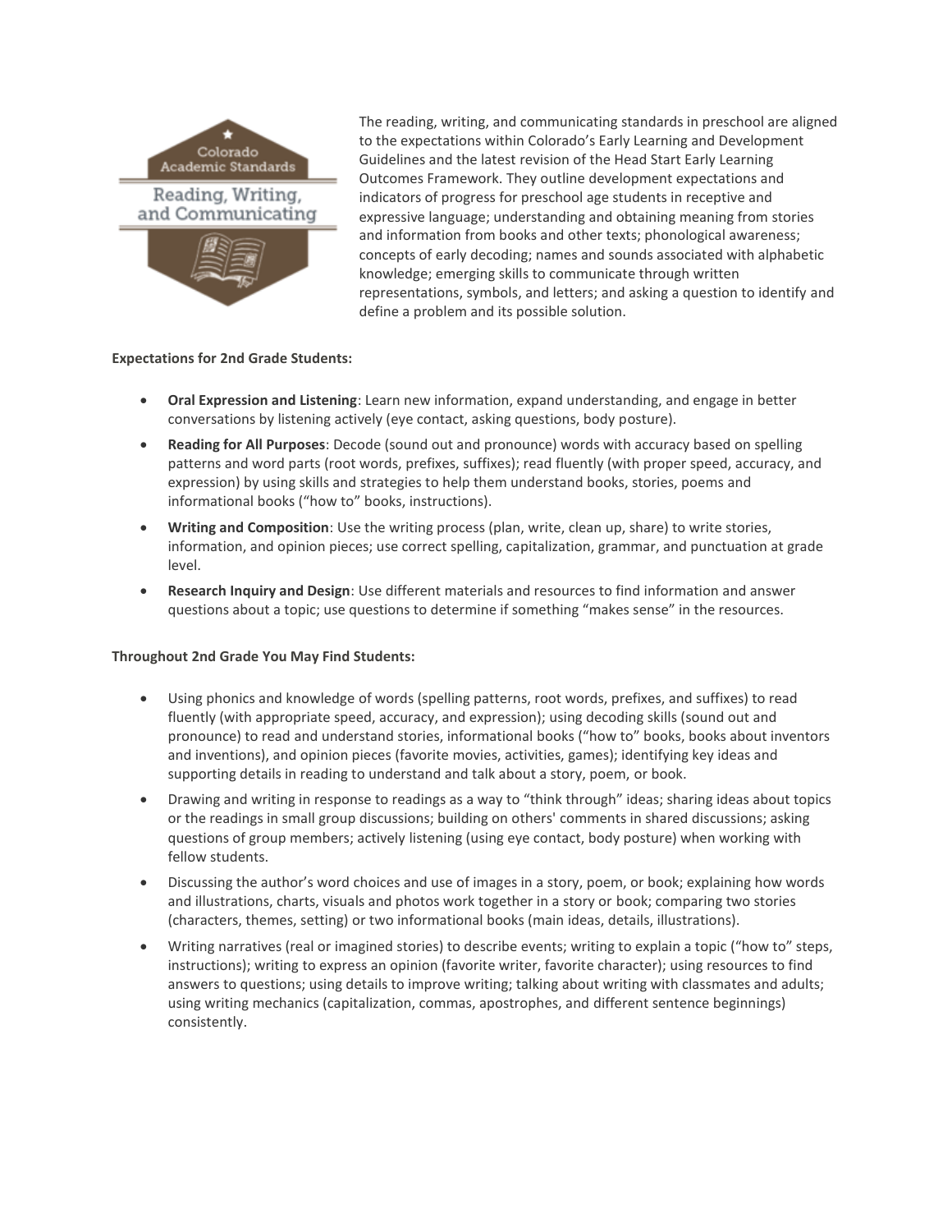The reading, writing, and communicating standards in preschool are aligned to the expectations within Colorado's Early Learning and Development Guidelines and the latest revision of the Head Start Early Learning Outcomes Framework. They outline development expectations and indicators of progress for preschool age students in receptive and expressive language; understanding and obtaining meaning from stories and information from books and other texts; phonological awareness; concepts of early decoding; names and sounds associated with alphabetic knowledge; emerging skills to communicate through written representations, symbols, and letters; and asking a question to identify and define a problem and its possible solution.

**Expectations for 2nd Grade Students:**

- **Oral Expression and Listening**: Learn new information, expand understanding, and engage in better conversations by listening actively (eye contact, asking questions, body posture).
- **Reading for All Purposes**: Decode (sound out and pronounce) words with accuracy based on spelling patterns and word parts (root words, prefixes, suffixes); read fluently (with proper speed, accuracy, and expression) by using skills and strategies to help them understand books, stories, poems and informational books ("how to" books, instructions).
- **Writing and Composition**: Use the writing process (plan, write, clean up, share) to write stories, information, and opinion pieces; use correct spelling, capitalization, grammar, and punctuation at grade level.
- **Research Inquiry and Design**: Use different materials and resources to find information and answer questions about a topic; use questions to determine if something "makes sense" in the resources.

**Throughout 2nd Grade You May Find Students:**

- Using phonics and knowledge of words (spelling patterns, root words, prefixes, and suffixes) to read fluently (with appropriate speed, accuracy, and expression); using decoding skills (sound out and pronounce) to read and understand stories, informational books ("how to" books, books about inventors and inventions), and opinion pieces (favorite movies, activities, games); identifying key ideas and supporting details in reading to understand and talk about a story, poem, or book.
- Drawing and writing in response to readings as a way to "think through" ideas; sharing ideas about topics or the readings in small group discussions; building on others' comments in shared discussions; asking questions of group members; actively listening (using eye contact, body posture) when working with fellow students.
- Discussing the author's word choices and use of images in a story, poem, or book; explaining how words and illustrations, charts, visuals and photos work together in a story or book; comparing two stories (characters, themes, setting) or two informational books (main ideas, details, illustrations).
- Writing narratives (real or imagined stories) to describe events; writing to explain a topic ("how to" steps, instructions); writing to express an opinion (favorite writer, favorite character); using resources to find answers to questions; using details to improve writing; talking about writing with classmates and adults; using writing mechanics (capitalization, commas, apostrophes, and different sentence beginnings) consistently.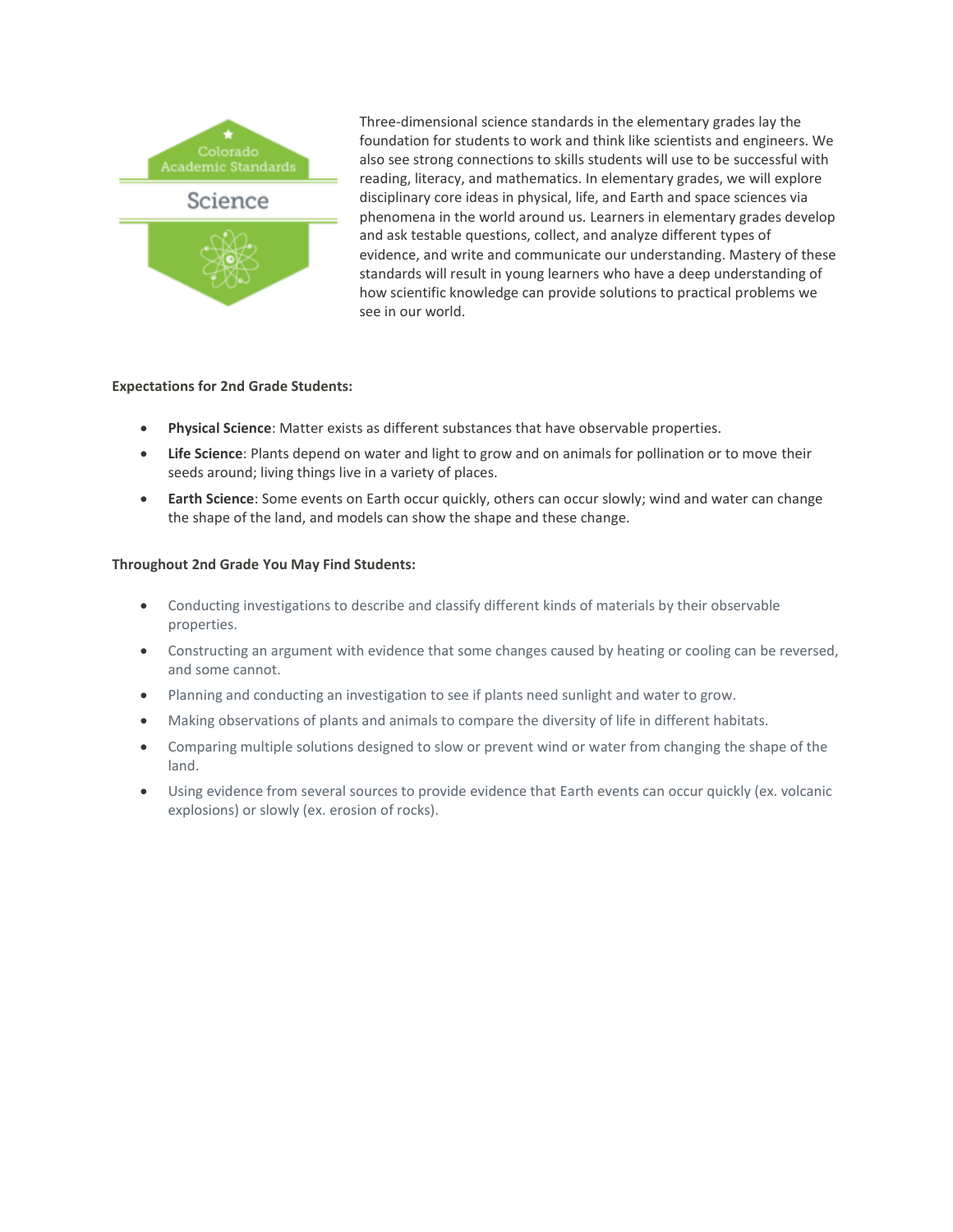Three-dimensional science standards in the elementary grades lay the foundation for students to work and think like scientists and engineers. We also see strong connections to skills students will use to be successful with reading, literacy, and mathematics. In elementary grades, we will explore disciplinary core ideas in physical, life, and Earth and space sciences via phenomena in the world around us. Learners in elementary grades develop and ask testable questions, collect, and analyze different types of evidence, and write and communicate our understanding. Mastery of these standards will result in young learners who have a deep understanding of how scientific knowledge can provide solutions to practical problems we see in our world.

**Expectations for 2nd Grade Students:**

- **Physical Science**: Matter exists as different substances that have observable properties.
- **Life Science**: Plants depend on water and light to grow and on animals for pollination or to move their seeds around; living things live in a variety of places.
- **Earth Science**: Some events on Earth occur quickly, others can occur slowly; wind and water can change the shape of the land, and models can show the shape and these change.

**Throughout 2nd Grade You May Find Students:**

- Conducting investigations to describe and classify different kinds of materials by their observable properties.
- Constructing an argument with evidence that some changes caused by heating or cooling can be reversed, and some cannot.
- Planning and conducting an investigation to see if plants need sunlight and water to grow.
- Making observations of plants and animals to compare the diversity of life in different habitats.
- Comparing multiple solutions designed to slow or prevent wind or water from changing the shape of the land.
- Using evidence from several sources to provide evidence that Earth events can occur quickly (ex. volcanic explosions) or slowly (ex. erosion of rocks).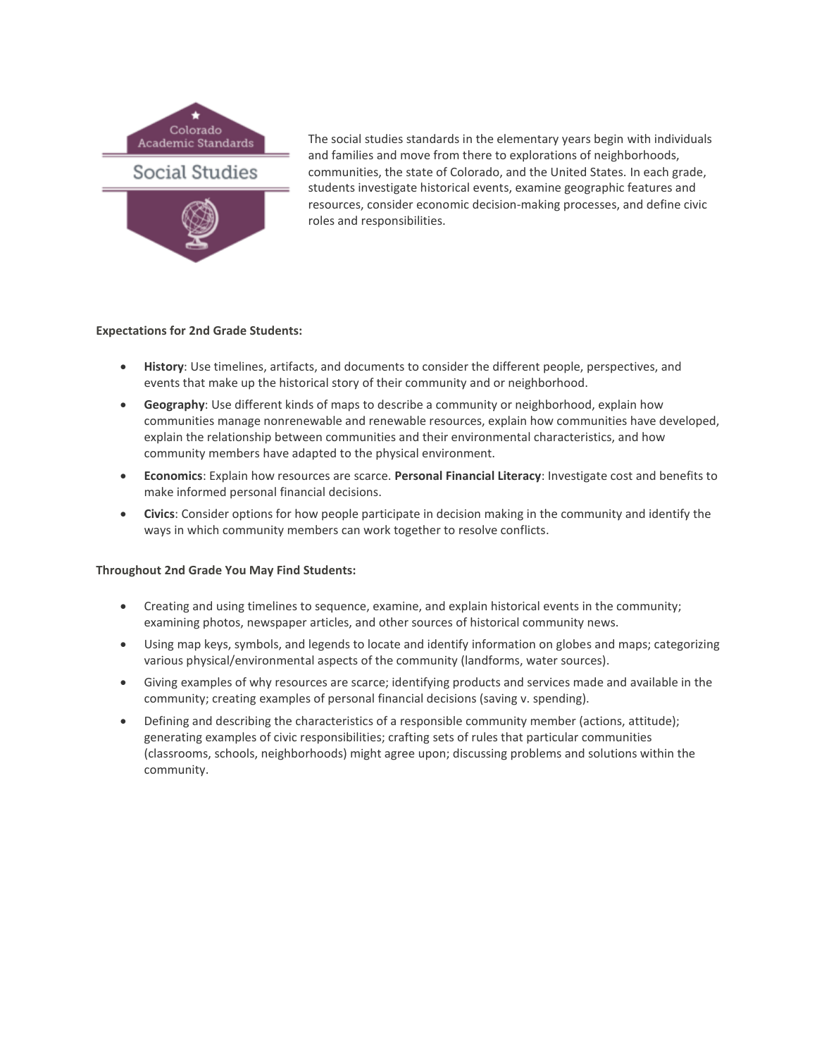Colorado Academic Standards

Social Studies

The social studies standards in the elementary years begin with individuals and families and move from there to explorations of neighborhoods, communities, the state of Colorado, and the United States. In each grade, students investigate historical events, examine geographic features and resources, consider economic decision-making processes, and define civic roles and responsibilities.

**Expectations for 2nd Grade Students:**

- **History**: Use timelines, artifacts, and documents to consider the different people, perspectives, and events that make up the historical story of their community and or neighborhood.
- **Geography**: Use different kinds of maps to describe a community or neighborhood, explain how communities manage nonrenewable and renewable resources, explain how communities have developed, explain the relationship between communities and their environmental characteristics, and how community members have adapted to the physical environment.
- **Economics**: Explain how resources are scarce. **Personal Financial Literacy**: Investigate cost and benefits to make informed personal financial decisions.
- **Civics**: Consider options for how people participate in decision making in the community and identify the ways in which community members can work together to resolve conflicts.

**Throughout 2nd Grade You May Find Students:**

- Creating and using timelines to sequence, examine, and explain historical events in the community; examining photos, newspaper articles, and other sources of historical community news.
- Using map keys, symbols, and legends to locate and identify information on globes and maps; categorizing various physical/environmental aspects of the community (landforms, water sources).
- Giving examples of why resources are scarce; identifying products and services made and available in the community; creating examples of personal financial decisions (saving v. spending).
- Defining and describing the characteristics of a responsible community member (actions, attitude); generating examples of civic responsibilities; crafting sets of rules that particular communities (classrooms, schools, neighborhoods) might agree upon; discussing problems and solutions within the community.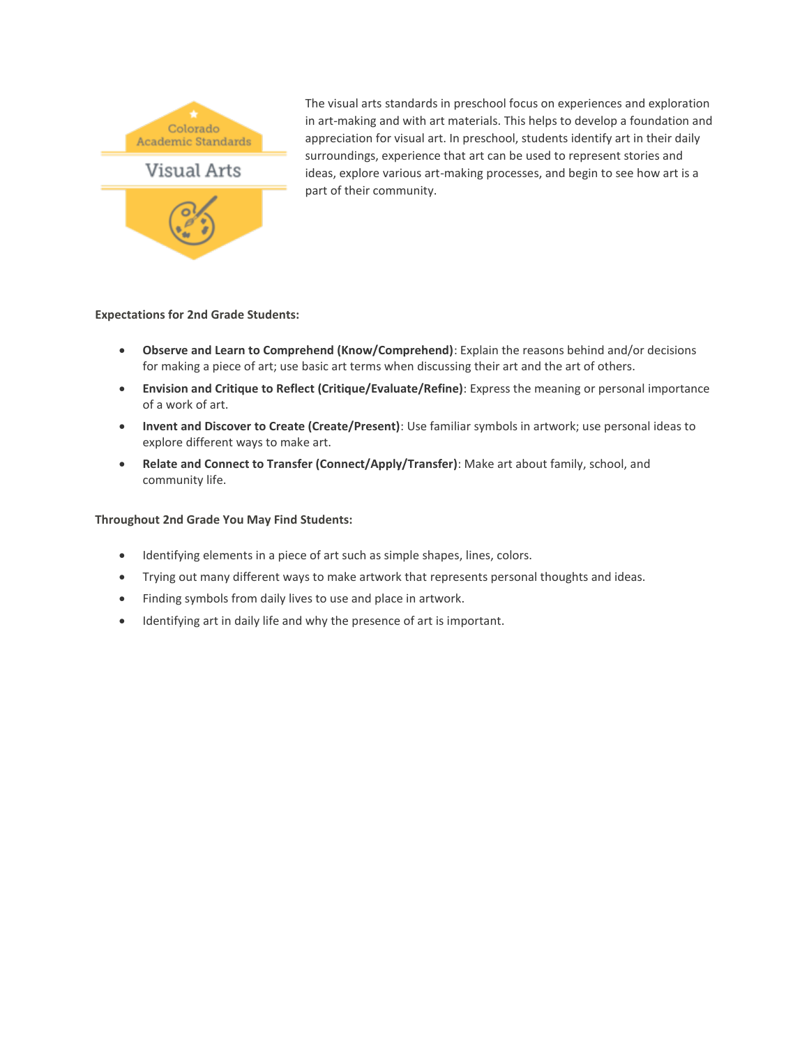Colorado Academic Standards

Visual Arts

The visual arts standards in preschool focus on experiences and exploration in art-making and with art materials. This helps to develop a foundation and appreciation for visual art. In preschool, students identify art in their daily surroundings, experience that art can be used to represent stories and ideas, explore various art-making processes, and begin to see how art is a part of their community.

**Expectations for 2nd Grade Students:**

- **Observe and Learn to Comprehend (Know/Comprehend)**: Explain the reasons behind and/or decisions for making a piece of art; use basic art terms when discussing their art and the art of others.
- **Envision and Critique to Reflect (Critique/Evaluate/Refine)**: Express the meaning or personal importance of a work of art.
- **Invent and Discover to Create (Create/Present)**: Use familiar symbols in artwork; use personal ideas to explore different ways to make art.
- **Relate and Connect to Transfer (Connect/Apply/Transfer)**: Make art about family, school, and community life.

**Throughout 2nd Grade You May Find Students:**

- Identifying elements in a piece of art such as simple shapes, lines, colors.
- Trying out many different ways to make artwork that represents personal thoughts and ideas.
- Finding symbols from daily lives to use and place in artwork.
- Identifying art in daily life and why the presence of art is important.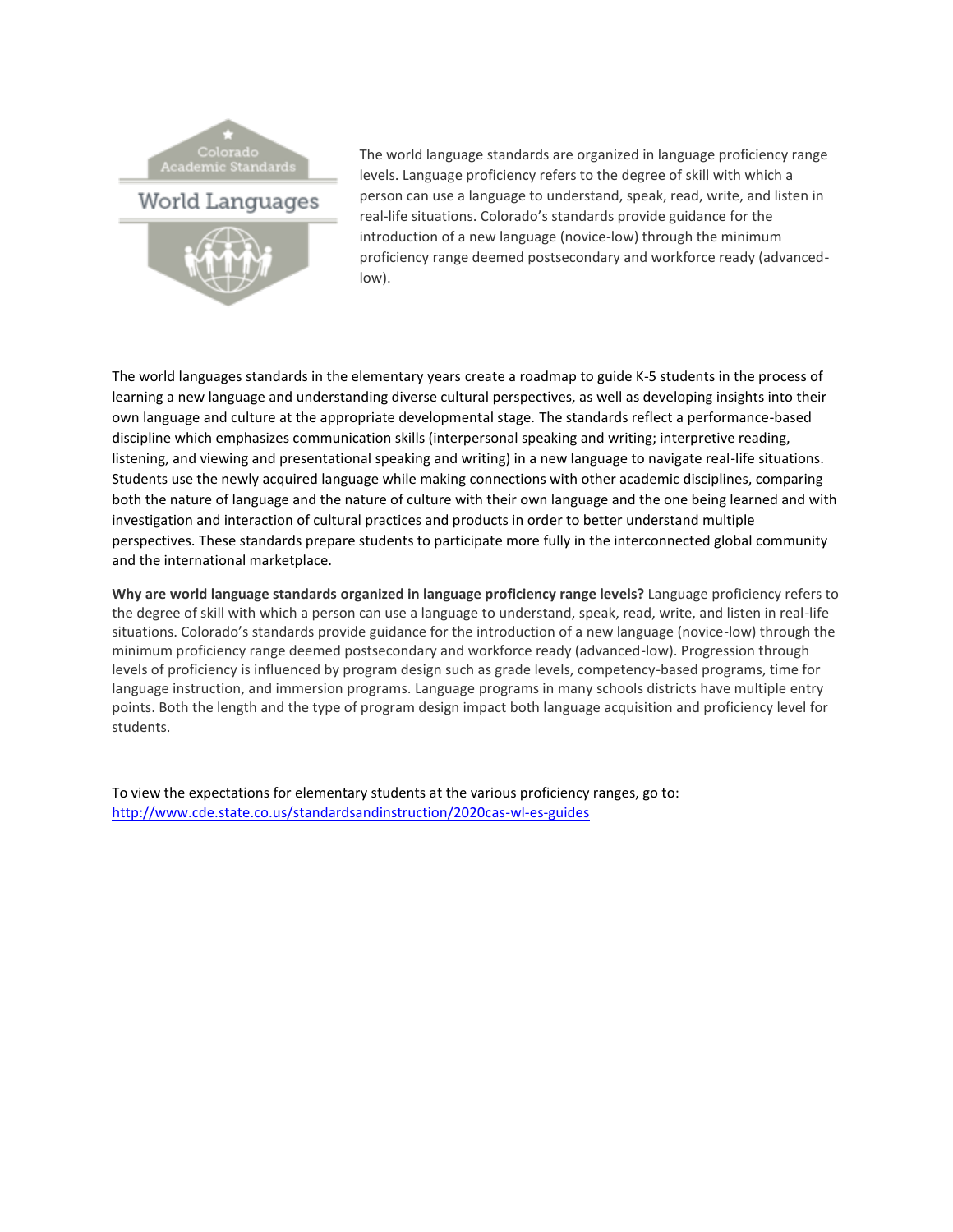Colorado Academic Standards

World Languages

The world language standards are organized in language proficiency range levels. Language proficiency refers to the degree of skill with which a person can use a language to understand, speak, read, write, and listen in real-life situations. Colorado's standards provide guidance for the introduction of a new language (novice-low) through the minimum proficiency range deemed postsecondary and workforce ready (advanced-low).

The world languages standards in the elementary years create a roadmap to guide K-5 students in the process of learning a new language and understanding diverse cultural perspectives, as well as developing insights into their own language and culture at the appropriate developmental stage. The standards reflect a performance-based discipline which emphasizes communication skills (interpersonal speaking and writing; interpretive reading, listening, and viewing and presentational speaking and writing) in a new language to navigate real-life situations. Students use the newly acquired language while making connections with other academic disciplines, comparing both the nature of language and the nature of culture with their own language and the one being learned and with investigation and interaction of cultural practices and products in order to better understand multiple perspectives. These standards prepare students to participate more fully in the interconnected global community and the international marketplace.

**Why are world language standards organized in language proficiency range levels?** Language proficiency refers to the degree of skill with which a person can use a language to understand, speak, read, write, and listen in real-life situations. Colorado's standards provide guidance for the introduction of a new language (novice-low) through the minimum proficiency range deemed postsecondary and workforce ready (advanced-low). Progression through levels of proficiency is influenced by program design such as grade levels, competency-based programs, time for language instruction, and immersion programs. Language programs in many schools districts have multiple entry points. Both the length and the type of program design impact both language acquisition and proficiency level for students.

To view the expectations for elementary students at the various proficiency ranges, go to: [http://www.cde.state.co.us/standardsandinstruction/2020cas-wl-es-guides](http://www.cde.state.co.us/standardsandinstruction/2020cas-wl-es-guides)